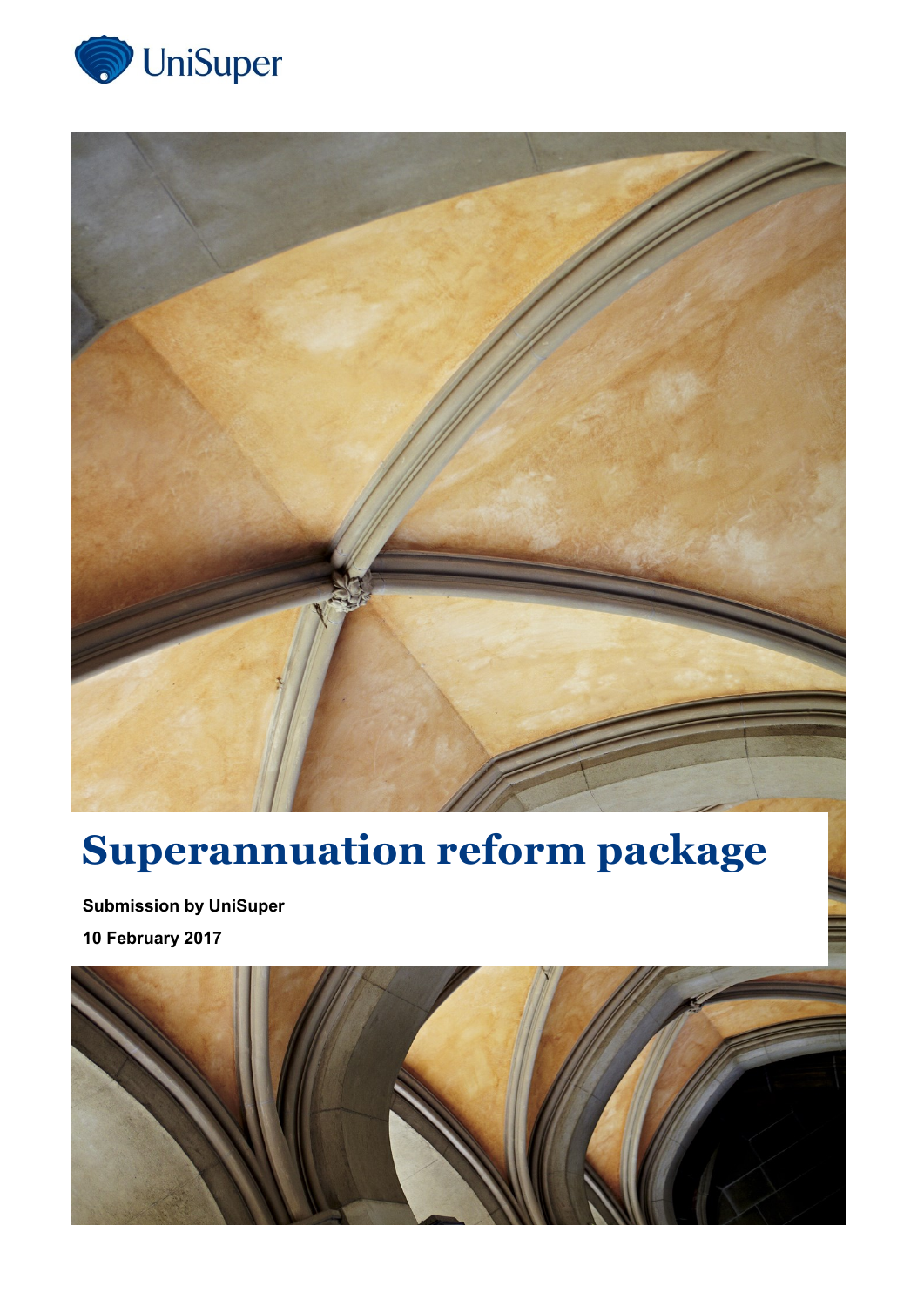UniSuper

# Superannuation reform package

**Submission by UniSuper**

**10 February 2017**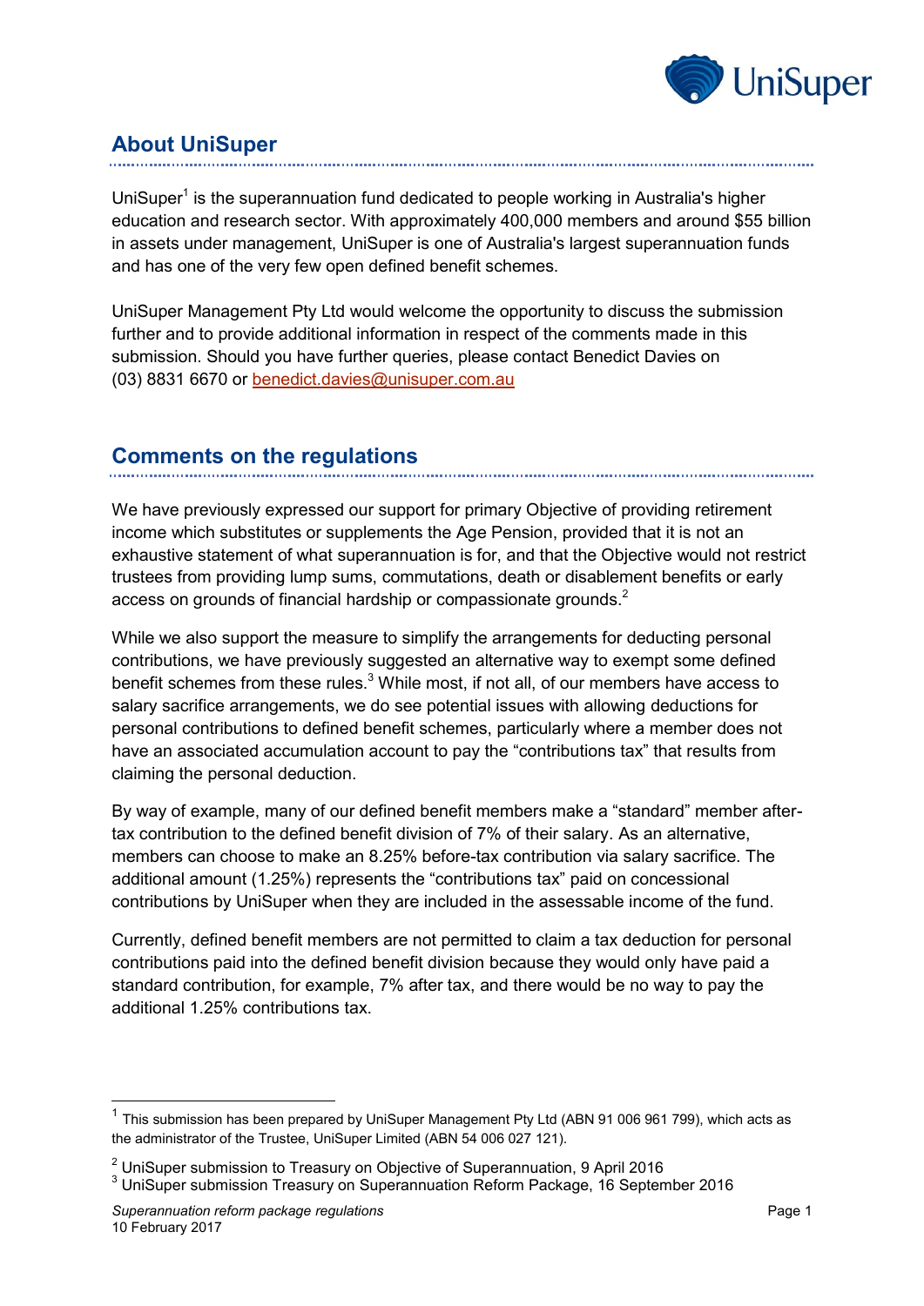## About UniSuper

UniSuper[1] is the superannuation fund dedicated to people working in Australia's higher education and research sector. With approximately 400,000 members and around $55 billion in assets under management, UniSuper is one of Australia's largest superannuation funds and has one of the very few open defined benefit schemes.

UniSuper Management Pty Ltd would welcome the opportunity to discuss the submission further and to provide additional information in respect of the comments made in this submission. Should you have further queries, please contact Benedict Davies on (03) 8831 6670 or benedict.davies@unisuper.com.au

## Comments on the regulations

We have previously expressed our support for primary Objective of providing retirement income which substitutes or supplements the Age Pension, provided that it is not an exhaustive statement of what superannuation is for, and that the Objective would not restrict trustees from providing lump sums, commutations, death or disablement benefits or early access on grounds of financial hardship or compassionate grounds.[2]

While we also support the measure to simplify the arrangements for deducting personal contributions, we have previously suggested an alternative way to exempt some defined benefit schemes from these rules.[3] While most, if not all, of our members have access to salary sacrifice arrangements, we do see potential issues with allowing deductions for personal contributions to defined benefit schemes, particularly where a member does not have an associated accumulation account to pay the "contributions tax" that results from claiming the personal deduction.

By way of example, many of our defined benefit members make a "standard" member after-tax contribution to the defined benefit division of 7% of their salary. As an alternative, members can choose to make an 8.25% before-tax contribution via salary sacrifice. The additional amount (1.25%) represents the "contributions tax" paid on concessional contributions by UniSuper when they are included in the assessable income of the fund.

Currently, defined benefit members are not permitted to claim a tax deduction for personal contributions paid into the defined benefit division because they would only have paid a standard contribution, for example, 7% after tax, and there would be no way to pay the additional 1.25% contributions tax.

[1] This submission has been prepared by UniSuper Management Pty Ltd (ABN 91 006 961 799), which acts as the administrator of the Trustee, UniSuper Limited (ABN 54 006 027 121).

[2] UniSuper submission to Treasury on Objective of Superannuation, 9 April 2016

[3] UniSuper submission Treasury on Superannuation Reform Package, 16 September 2016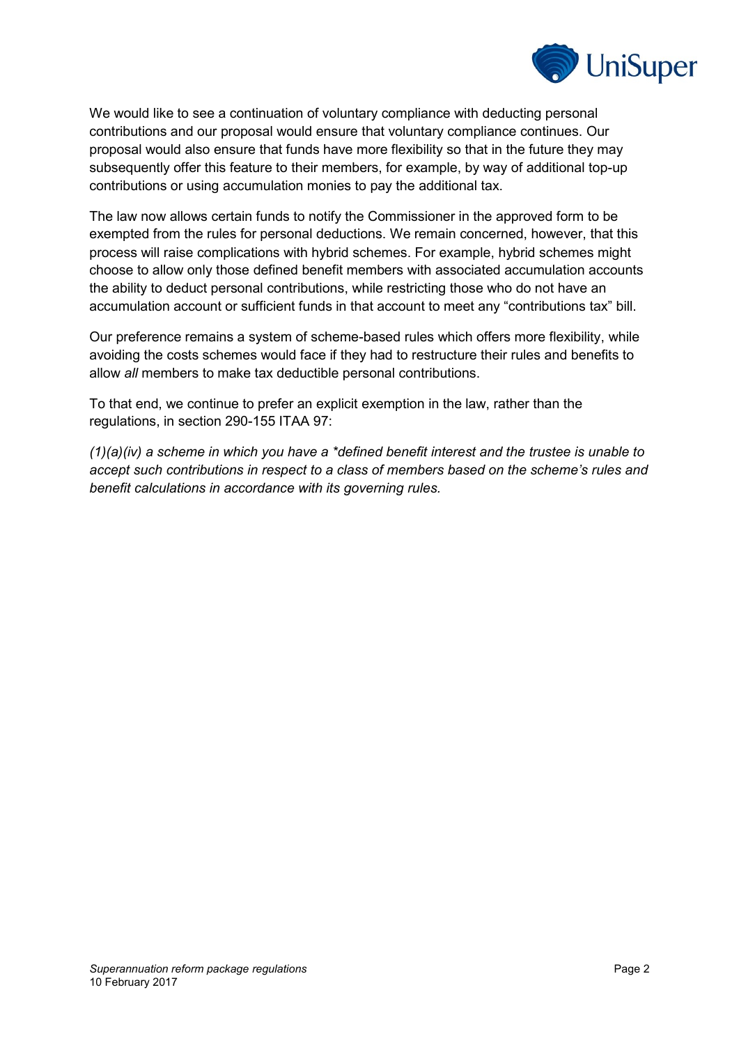We would like to see a continuation of voluntary compliance with deducting personal contributions and our proposal would ensure that voluntary compliance continues. Our proposal would also ensure that funds have more flexibility so that in the future they may subsequently offer this feature to their members, for example, by way of additional top-up contributions or using accumulation monies to pay the additional tax.

The law now allows certain funds to notify the Commissioner in the approved form to be exempted from the rules for personal deductions. We remain concerned, however, that this process will raise complications with hybrid schemes. For example, hybrid schemes might choose to allow only those defined benefit members with associated accumulation accounts the ability to deduct personal contributions, while restricting those who do not have an accumulation account or sufficient funds in that account to meet any "contributions tax" bill.

Our preference remains a system of scheme-based rules which offers more flexibility, while avoiding the costs schemes would face if they had to restructure their rules and benefits to allow *all* members to make tax deductible personal contributions.

To that end, we continue to prefer an explicit exemption in the law, rather than the regulations, in section 290-155 ITAA 97:

*(1)(a)(iv) a scheme in which you have a \*defined benefit interest and the trustee is unable to accept such contributions in respect to a class of members based on the scheme's rules and benefit calculations in accordance with its governing rules.*